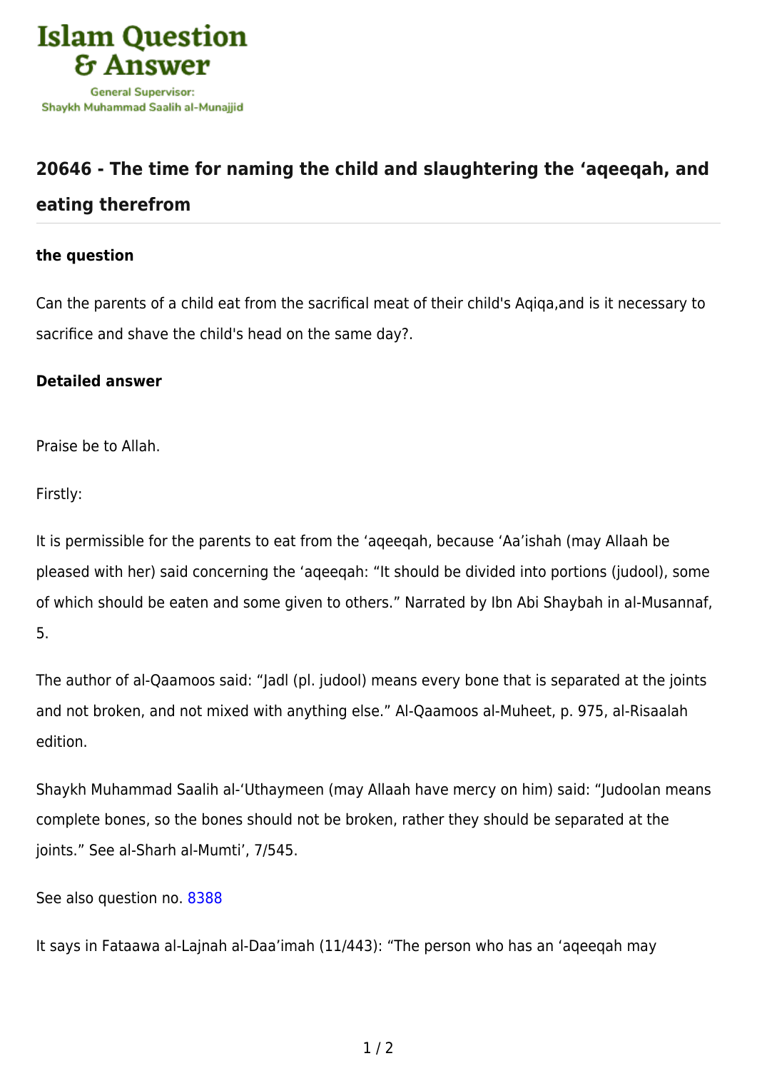Islam Question & Answer

General Supervisor: Shaykh Muhammad Saalih al-Munajjid

## 20646 - The time for naming the child and slaughtering the 'aqeeqah, and eating therefrom

### the question

Can the parents of a child eat from the sacrifical meat of their child's Aqiqa,and is it necessary to sacrifice and shave the child's head on the same day?.

### Detailed answer

Praise be to Allah.

Firstly:

It is permissible for the parents to eat from the 'aqeeqah, because 'Aa'ishah (may Allaah be pleased with her) said concerning the 'aqeeqah: "It should be divided into portions (judool), some of which should be eaten and some given to others." Narrated by Ibn Abi Shaybah in al-Musannaf, 5.

The author of al-Qaamoos said: "Jadl (pl. judool) means every bone that is separated at the joints and not broken, and not mixed with anything else." Al-Qaamoos al-Muheet, p. 975, al-Risaalah edition.

Shaykh Muhammad Saalih al-'Uthaymeen (may Allaah have mercy on him) said: "Judoolan means complete bones, so the bones should not be broken, rather they should be separated at the joints." See al-Sharh al-Mumti', 7/545.

See also question no. 8388

It says in Fataawa al-Lajnah al-Daa'imah (11/443): "The person who has an 'aqeeqah may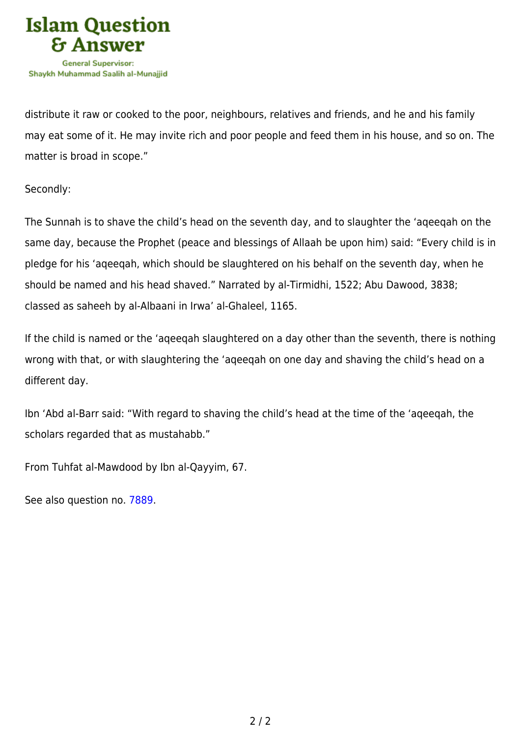distribute it raw or cooked to the poor, neighbours, relatives and friends, and he and his family may eat some of it. He may invite rich and poor people and feed them in his house, and so on. The matter is broad in scope."

Secondly:

The Sunnah is to shave the child's head on the seventh day, and to slaughter the 'aqeeqah on the same day, because the Prophet (peace and blessings of Allaah be upon him) said: "Every child is in pledge for his 'aqeeqah, which should be slaughtered on his behalf on the seventh day, when he should be named and his head shaved." Narrated by al-Tirmidhi, 1522; Abu Dawood, 3838; classed as saheeh by al-Albaani in Irwa' al-Ghaleel, 1165.

If the child is named or the 'aqeeqah slaughtered on a day other than the seventh, there is nothing wrong with that, or with slaughtering the 'aqeeqah on one day and shaving the child's head on a different day.

Ibn 'Abd al-Barr said: "With regard to shaving the child's head at the time of the 'aqeeqah, the scholars regarded that as mustahabb."

From Tuhfat al-Mawdood by Ibn al-Qayyim, 67.

See also question no. 7889.